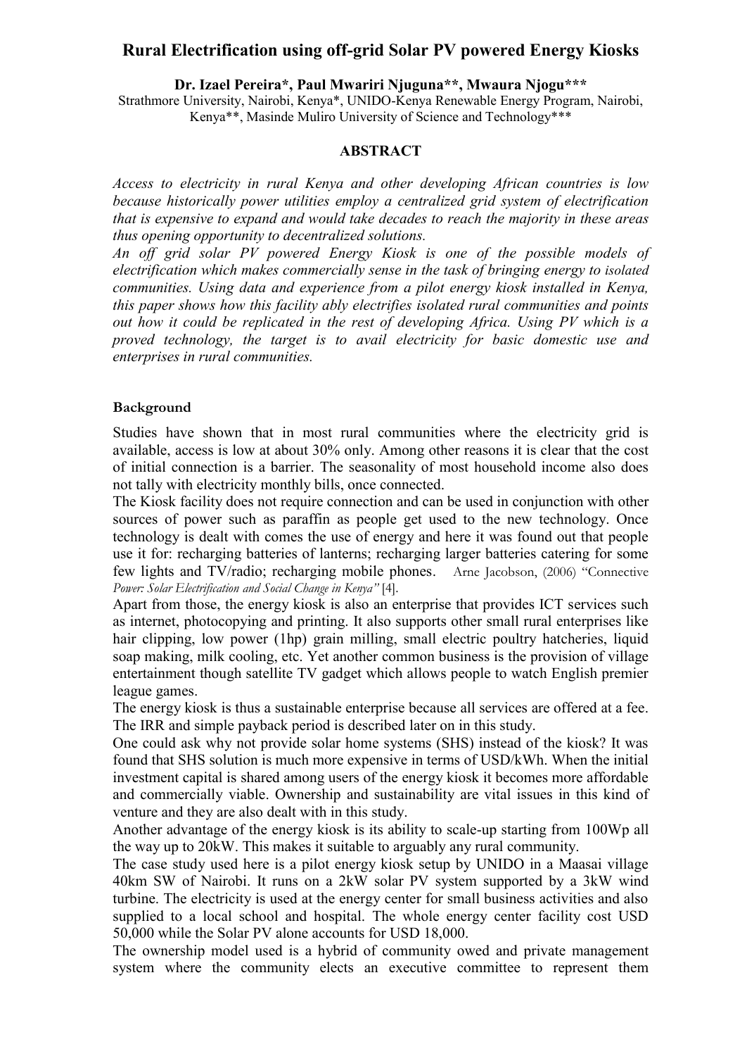# Rural Electrification using off-grid Solar PV powered Energy Kiosks

**Dr. Izael Pereira\*, Paul Mwariri Njuguna\*\*, Mwaura Njogu\*\*\***

Strathmore University, Nairobi, Kenya\*, UNIDO-Kenya Renewable Energy Program, Nairobi, Kenya\*\*, Masinde Muliro University of Science and Technology\*\*\*

## ABSTRACT

*Access to electricity in rural Kenya and other developing African countries is low because historically power utilities employ a centralized grid system of electrification that is expensive to expand and would take decades to reach the majority in these areas thus opening opportunity to decentralized solutions.*

*An off grid solar PV powered Energy Kiosk is one of the possible models of electrification which makes commercially sense in the task of bringing energy to isolated communities. Using data and experience from a pilot energy kiosk installed in Kenya, this paper shows how this facility ably electrifies isolated rural communities and points out how it could be replicated in the rest of developing Africa. Using PV which is a proved technology, the target is to avail electricity for basic domestic use and enterprises in rural communities.*

### Background

Studies have shown that in most rural communities where the electricity grid is available, access is low at about 30% only. Among other reasons it is clear that the cost of initial connection is a barrier. The seasonality of most household income also does not tally with electricity monthly bills, once connected.

The Kiosk facility does not require connection and can be used in conjunction with other sources of power such as paraffin as people get used to the new technology. Once technology is dealt with comes the use of energy and here it was found out that people use it for: recharging batteries of lanterns; recharging larger batteries catering for some few lights and TV/radio; recharging mobile phones. Arne Jacobson, (2006) "Connective *Power: Solar Electrification and Social Change in Kenya"* [4].

Apart from those, the energy kiosk is also an enterprise that provides ICT services such as internet, photocopying and printing. It also supports other small rural enterprises like hair clipping, low power (1hp) grain milling, small electric poultry hatcheries, liquid soap making, milk cooling, etc. Yet another common business is the provision of village entertainment though satellite TV gadget which allows people to watch English premier league games.

The energy kiosk is thus a sustainable enterprise because all services are offered at a fee. The IRR and simple payback period is described later on in this study.

One could ask why not provide solar home systems (SHS) instead of the kiosk? It was found that SHS solution is much more expensive in terms of USD/kWh. When the initial investment capital is shared among users of the energy kiosk it becomes more affordable and commercially viable. Ownership and sustainability are vital issues in this kind of venture and they are also dealt with in this study.

Another advantage of the energy kiosk is its ability to scale-up starting from 100Wp all the way up to 20kW. This makes it suitable to arguably any rural community.

The case study used here is a pilot energy kiosk setup by UNIDO in a Maasai village 40km SW of Nairobi. It runs on a 2kW solar PV system supported by a 3kW wind turbine. The electricity is used at the energy center for small business activities and also supplied to a local school and hospital. The whole energy center facility cost USD 50,000 while the Solar PV alone accounts for USD 18,000.

The ownership model used is a hybrid of community owed and private management system where the community elects an executive committee to represent them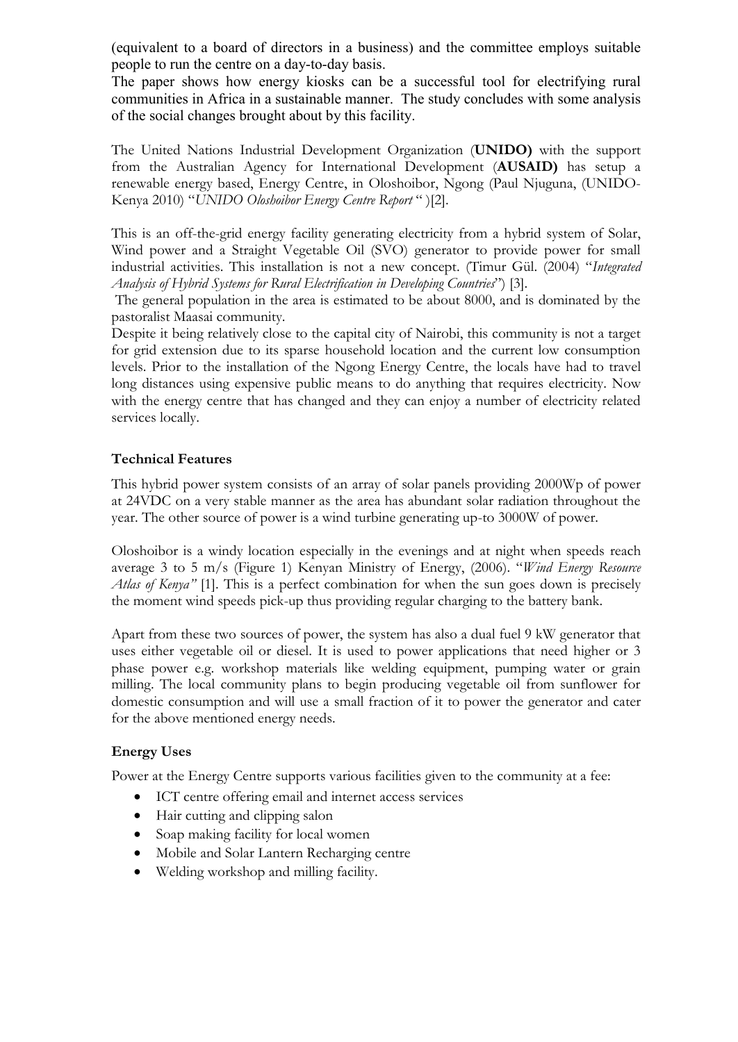(equivalent to a board of directors in a business) and the committee employs suitable people to run the centre on a day-to-day basis.
The paper shows how energy kiosks can be a successful tool for electrifying rural communities in Africa in a sustainable manner. The study concludes with some analysis of the social changes brought about by this facility.

The United Nations Industrial Development Organization (**UNIDO)** with the support from the Australian Agency for International Development (**AUSAID)** has setup a renewable energy based, Energy Centre, in Oloshoibor, Ngong (Paul Njuguna, (UNIDO-Kenya 2010) "*UNIDO Oloshoibor Energy Centre Report* " )[2].

This is an off-the-grid energy facility generating electricity from a hybrid system of Solar, Wind power and a Straight Vegetable Oil (SVO) generator to provide power for small industrial activities. This installation is not a new concept. (Timur Gül. (2004) "*Integrated Analysis of Hybrid Systems for Rural Electrification in Developing Countries*") [3].

The general population in the area is estimated to be about 8000, and is dominated by the pastoralist Maasai community.
Despite it being relatively close to the capital city of Nairobi, this community is not a target for grid extension due to its sparse household location and the current low consumption levels. Prior to the installation of the Ngong Energy Centre, the locals have had to travel long distances using expensive public means to do anything that requires electricity. Now with the energy centre that has changed and they can enjoy a number of electricity related services locally.

**Technical Features**

This hybrid power system consists of an array of solar panels providing 2000Wp of power at 24VDC on a very stable manner as the area has abundant solar radiation throughout the year. The other source of power is a wind turbine generating up-to 3000W of power.

Oloshoibor is a windy location especially in the evenings and at night when speeds reach average 3 to 5 m/s (Figure 1) Kenyan Ministry of Energy, (2006). "*Wind Energy Resource Atlas of Kenya"* [1]. This is a perfect combination for when the sun goes down is precisely the moment wind speeds pick-up thus providing regular charging to the battery bank.

Apart from these two sources of power, the system has also a dual fuel 9 kW generator that uses either vegetable oil or diesel. It is used to power applications that need higher or 3 phase power e.g. workshop materials like welding equipment, pumping water or grain milling. The local community plans to begin producing vegetable oil from sunflower for domestic consumption and will use a small fraction of it to power the generator and cater for the above mentioned energy needs.

**Energy Uses**

Power at the Energy Centre supports various facilities given to the community at a fee:

- ICT centre offering email and internet access services
- Hair cutting and clipping salon
- Soap making facility for local women
- Mobile and Solar Lantern Recharging centre
- Welding workshop and milling facility.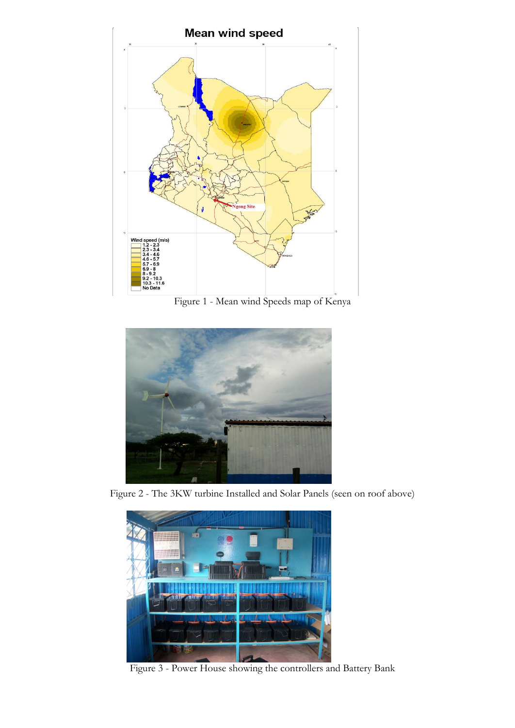Figure 1 - Mean wind Speeds map of Kenya

Figure 2 - The 3KW turbine Installed and Solar Panels (seen on roof above)

Figure 3 - Power House showing the controllers and Battery Bank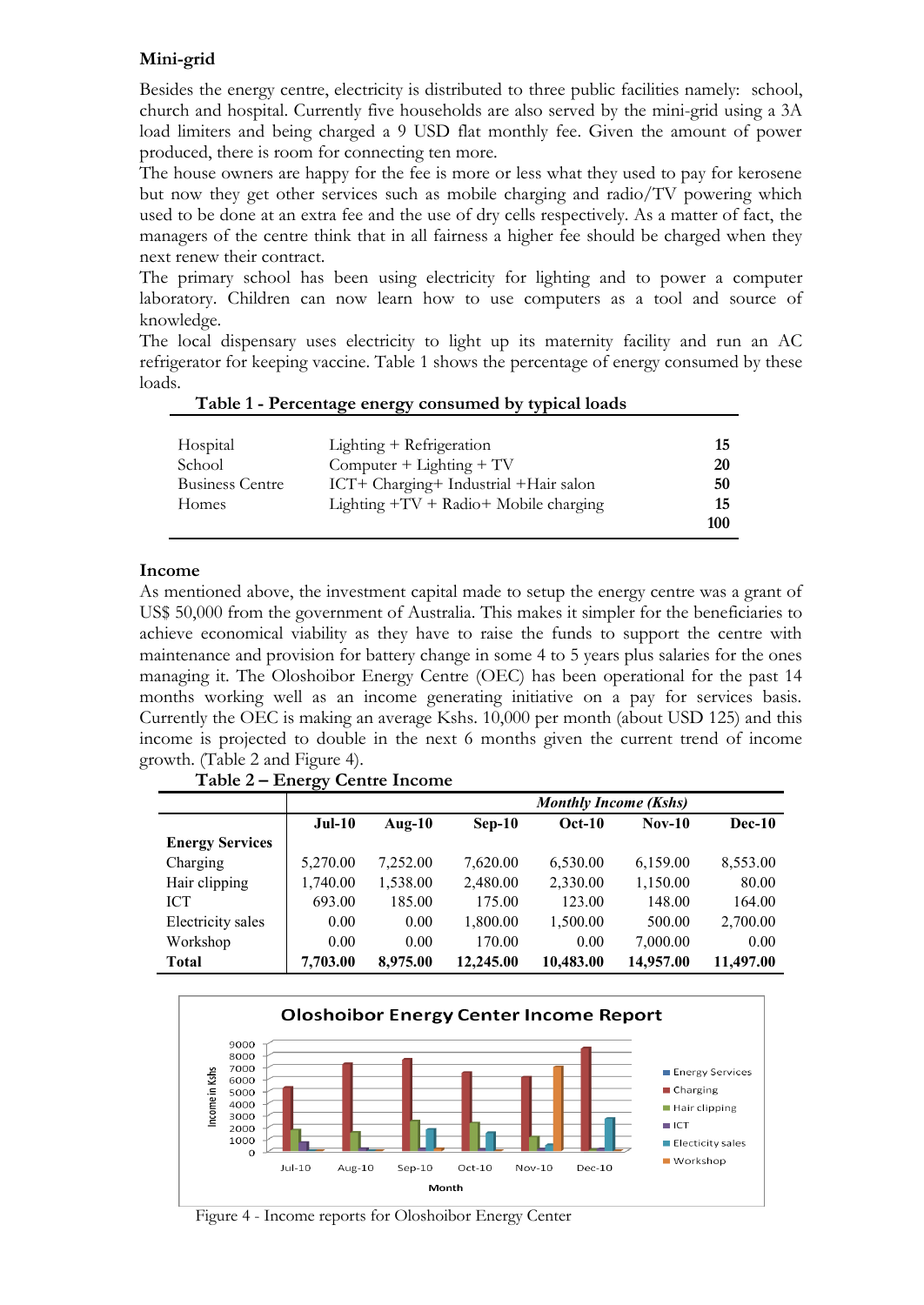### Mini-grid

Besides the energy centre, electricity is distributed to three public facilities namely: school, church and hospital. Currently five households are also served by the mini-grid using a 3A load limiters and being charged a 9 USD flat monthly fee. Given the amount of power produced, there is room for connecting ten more.

The house owners are happy for the fee is more or less what they used to pay for kerosene but now they get other services such as mobile charging and radio/TV powering which used to be done at an extra fee and the use of dry cells respectively. As a matter of fact, the managers of the centre think that in all fairness a higher fee should be charged when they next renew their contract.

The primary school has been using electricity for lighting and to power a computer laboratory. Children can now learn how to use computers as a tool and source of knowledge.

The local dispensary uses electricity to light up its maternity facility and run an AC refrigerator for keeping vaccine. Table 1 shows the percentage of energy consumed by these loads.

**Table 1 - Percentage energy consumed by typical loads**

| | | |
|---|---|---|
| Hospital | Lighting + Refrigeration | **15** |
| School | Computer + Lighting + TV | **20** |
| Business Centre | ICT+ Charging+ Industrial +Hair salon | **50** |
| Homes | Lighting +TV + Radio+ Mobile charging | **15** |
| | | **100** |

### Income

As mentioned above, the investment capital made to setup the energy centre was a grant of US$ 50,000 from the government of Australia. This makes it simpler for the beneficiaries to achieve economical viability as they have to raise the funds to support the centre with maintenance and provision for battery change in some 4 to 5 years plus salaries for the ones managing it. The Oloshoibor Energy Centre (OEC) has been operational for the past 14 months working well as an income generating initiative on a pay for services basis. Currently the OEC is making an average Kshs. 10,000 per month (about USD 125) and this income is projected to double in the next 6 months given the current trend of income growth. (Table 2 and Figure 4).

**Table 2 – Energy Centre Income**

| | *Monthly Income (Kshs)* | | | | | |
|---|---|---|---|---|---|---|
| | **Jul-10** | **Aug-10** | **Sep-10** | **Oct-10** | **Nov-10** | **Dec-10** |
| **Energy Services** | | | | | | |
| Charging | 5,270.00 | 7,252.00 | 7,620.00 | 6,530.00 | 6,159.00 | 8,553.00 |
| Hair clipping | 1,740.00 | 1,538.00 | 2,480.00 | 2,330.00 | 1,150.00 | 80.00 |
| ICT | 693.00 | 185.00 | 175.00 | 123.00 | 148.00 | 164.00 |
| Electricity sales | 0.00 | 0.00 | 1,800.00 | 1,500.00 | 500.00 | 2,700.00 |
| Workshop | 0.00 | 0.00 | 170.00 | 0.00 | 7,000.00 | 0.00 |
| **Total** | **7,703.00** | **8,975.00** | **12,245.00** | **10,483.00** | **14,957.00** | **11,497.00** |

Figure 4 - Income reports for Oloshoibor Energy Center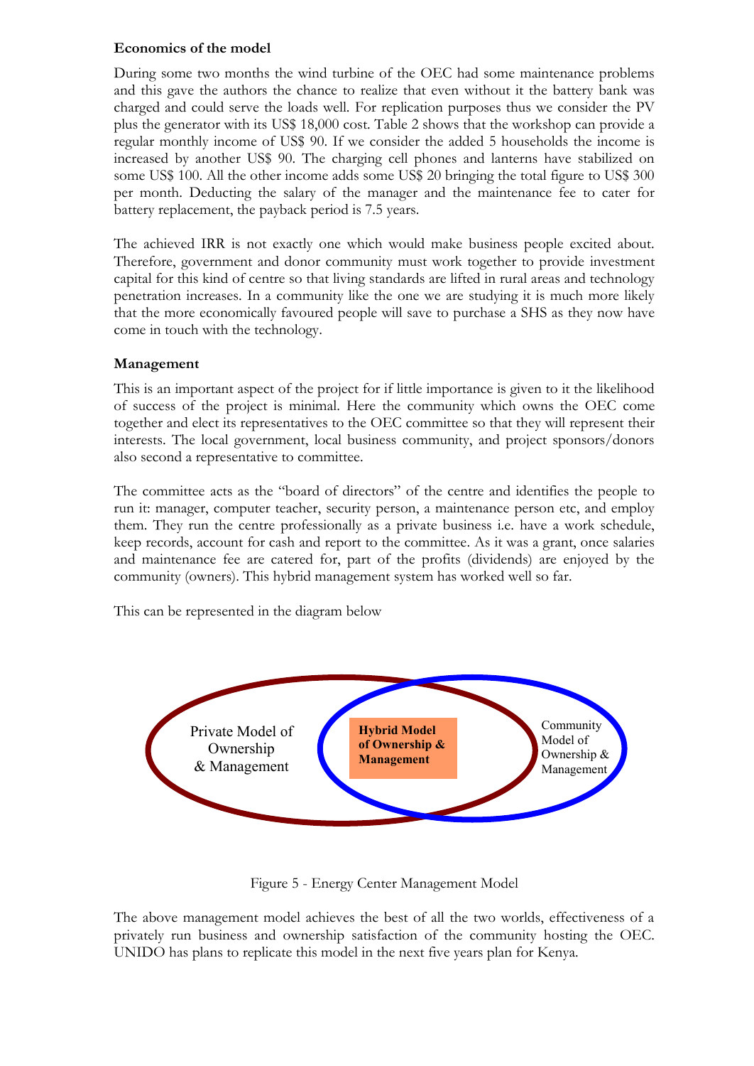**Economics of the model**

During some two months the wind turbine of the OEC had some maintenance problems and this gave the authors the chance to realize that even without it the battery bank was charged and could serve the loads well. For replication purposes thus we consider the PV plus the generator with its US$ 18,000 cost. Table 2 shows that the workshop can provide a regular monthly income of US$ 90. If we consider the added 5 households the income is increased by another US$ 90. The charging cell phones and lanterns have stabilized on some US$ 100. All the other income adds some US$ 20 bringing the total figure to US$ 300 per month. Deducting the salary of the manager and the maintenance fee to cater for battery replacement, the payback period is 7.5 years.

The achieved IRR is not exactly one which would make business people excited about. Therefore, government and donor community must work together to provide investment capital for this kind of centre so that living standards are lifted in rural areas and technology penetration increases. In a community like the one we are studying it is much more likely that the more economically favoured people will save to purchase a SHS as they now have come in touch with the technology.

**Management**

This is an important aspect of the project for if little importance is given to it the likelihood of success of the project is minimal. Here the community which owns the OEC come together and elect its representatives to the OEC committee so that they will represent their interests. The local government, local business community, and project sponsors/donors also second a representative to committee.

The committee acts as the "board of directors" of the centre and identifies the people to run it: manager, computer teacher, security person, a maintenance person etc, and employ them. They run the centre professionally as a private business i.e. have a work schedule, keep records, account for cash and report to the committee. As it was a grant, once salaries and maintenance fee are catered for, part of the profits (dividends) are enjoyed by the community (owners). This hybrid management system has worked well so far.

This can be represented in the diagram below

Private Model of Ownership & Management

**Hybrid Model of Ownership & Management**

Community Model of Ownership & Management

Figure 5 - Energy Center Management Model

The above management model achieves the best of all the two worlds, effectiveness of a privately run business and ownership satisfaction of the community hosting the OEC. UNIDO has plans to replicate this model in the next five years plan for Kenya.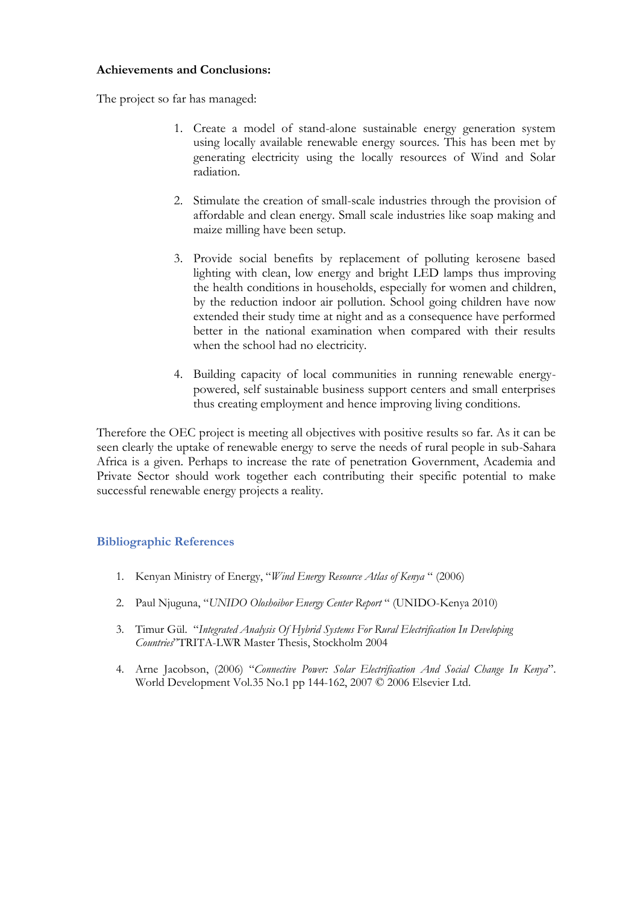**Achievements and Conclusions:**

The project so far has managed:

1. Create a model of stand-alone sustainable energy generation system using locally available renewable energy sources. This has been met by generating electricity using the locally resources of Wind and Solar radiation.

2. Stimulate the creation of small-scale industries through the provision of affordable and clean energy. Small scale industries like soap making and maize milling have been setup.

3. Provide social benefits by replacement of polluting kerosene based lighting with clean, low energy and bright LED lamps thus improving the health conditions in households, especially for women and children, by the reduction indoor air pollution. School going children have now extended their study time at night and as a consequence have performed better in the national examination when compared with their results when the school had no electricity.

4. Building capacity of local communities in running renewable energy-powered, self sustainable business support centers and small enterprises thus creating employment and hence improving living conditions.

Therefore the OEC project is meeting all objectives with positive results so far. As it can be seen clearly the uptake of renewable energy to serve the needs of rural people in sub-Sahara Africa is a given. Perhaps to increase the rate of penetration Government, Academia and Private Sector should work together each contributing their specific potential to make successful renewable energy projects a reality.

## Bibliographic References

1. Kenyan Ministry of Energy, "*Wind Energy Resource Atlas of Kenya* " (2006)

2. Paul Njuguna, "*UNIDO Oloshoibor Energy Center Report* " (UNIDO-Kenya 2010)

3. Timur Gül. "*Integrated Analysis Of Hybrid Systems For Rural Electrification In Developing Countries*"TRITA-LWR Master Thesis, Stockholm 2004

4. Arne Jacobson, (2006) "*Connective Power: Solar Electrification And Social Change In Kenya*". World Development Vol.35 No.1 pp 144-162, 2007 © 2006 Elsevier Ltd.